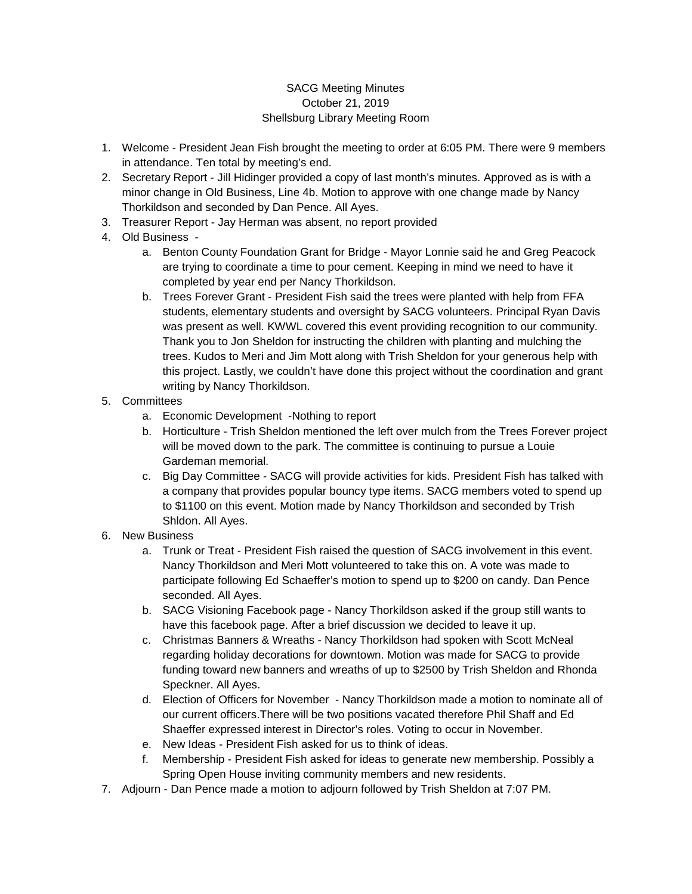SACG Meeting Minutes
October 21, 2019
Shellsburg Library Meeting Room

1. Welcome - President Jean Fish brought the meeting to order at 6:05 PM. There were 9 members in attendance. Ten total by meeting's end.
2. Secretary Report - Jill Hidinger provided a copy of last month's minutes. Approved as is with a minor change in Old Business, Line 4b. Motion to approve with one change made by Nancy Thorkildson and seconded by Dan Pence. All Ayes.
3. Treasurer Report - Jay Herman was absent, no report provided
4. Old Business -
   a. Benton County Foundation Grant for Bridge - Mayor Lonnie said he and Greg Peacock are trying to coordinate a time to pour cement. Keeping in mind we need to have it completed by year end per Nancy Thorkildson.
   b. Trees Forever Grant - President Fish said the trees were planted with help from FFA students, elementary students and oversight by SACG volunteers. Principal Ryan Davis was present as well. KWWL covered this event providing recognition to our community. Thank you to Jon Sheldon for instructing the children with planting and mulching the trees. Kudos to Meri and Jim Mott along with Trish Sheldon for your generous help with this project. Lastly, we couldn't have done this project without the coordination and grant writing by Nancy Thorkildson.
5. Committees
   a. Economic Development -Nothing to report
   b. Horticulture - Trish Sheldon mentioned the left over mulch from the Trees Forever project will be moved down to the park. The committee is continuing to pursue a Louie Gardeman memorial.
   c. Big Day Committee - SACG will provide activities for kids. President Fish has talked with a company that provides popular bouncy type items. SACG members voted to spend up to $1100 on this event. Motion made by Nancy Thorkildson and seconded by Trish Shldon. All Ayes.
6. New Business
   a. Trunk or Treat - President Fish raised the question of SACG involvement in this event. Nancy Thorkildson and Meri Mott volunteered to take this on. A vote was made to participate following Ed Schaeffer's motion to spend up to $200 on candy. Dan Pence seconded. All Ayes.
   b. SACG Visioning Facebook page - Nancy Thorkildson asked if the group still wants to have this facebook page. After a brief discussion we decided to leave it up.
   c. Christmas Banners & Wreaths - Nancy Thorkildson had spoken with Scott McNeal regarding holiday decorations for downtown. Motion was made for SACG to provide funding toward new banners and wreaths of up to $2500 by Trish Sheldon and Rhonda Speckner. All Ayes.
   d. Election of Officers for November - Nancy Thorkildson made a motion to nominate all of our current officers.There will be two positions vacated therefore Phil Shaff and Ed Shaeffer expressed interest in Director's roles. Voting to occur in November.
   e. New Ideas - President Fish asked for us to think of ideas.
   f. Membership - President Fish asked for ideas to generate new membership. Possibly a Spring Open House inviting community members and new residents.
7. Adjourn - Dan Pence made a motion to adjourn followed by Trish Sheldon at 7:07 PM.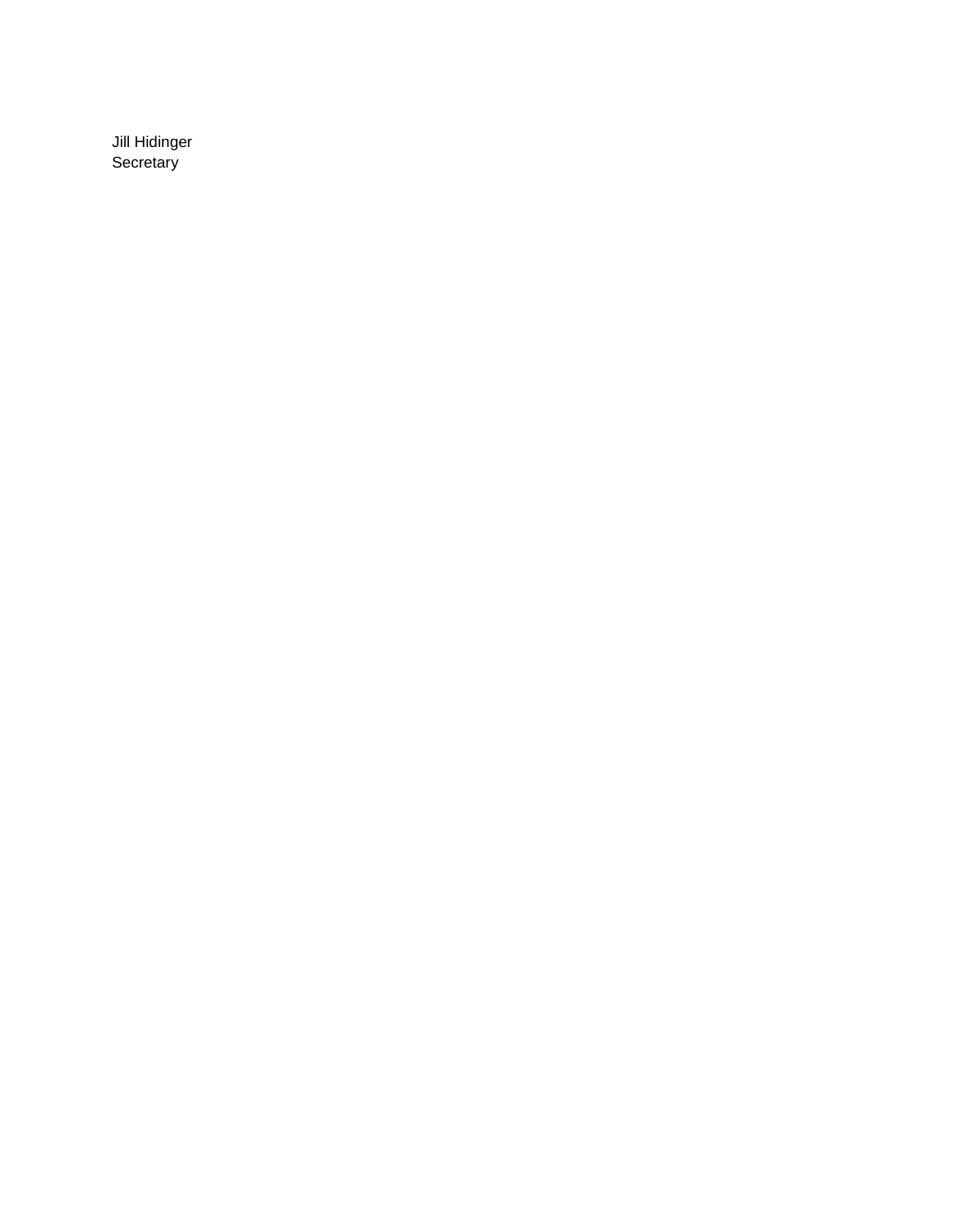Jill Hidinger
Secretary